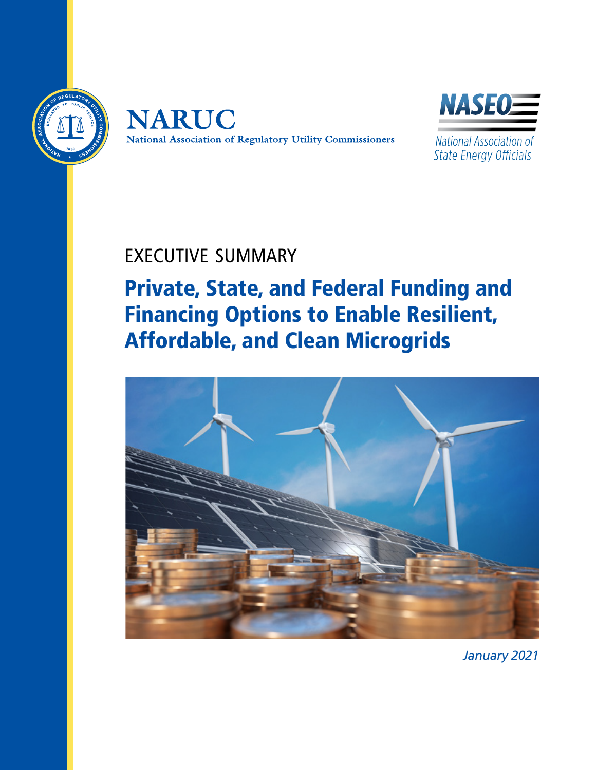NARUC

National Association of Regulatory Utility Commissioners

NASEO

National Association of State Energy Officials

EXECUTIVE SUMMARY

# Private, State, and Federal Funding and Financing Options to Enable Resilient, Affordable, and Clean Microgrids

*January 2021*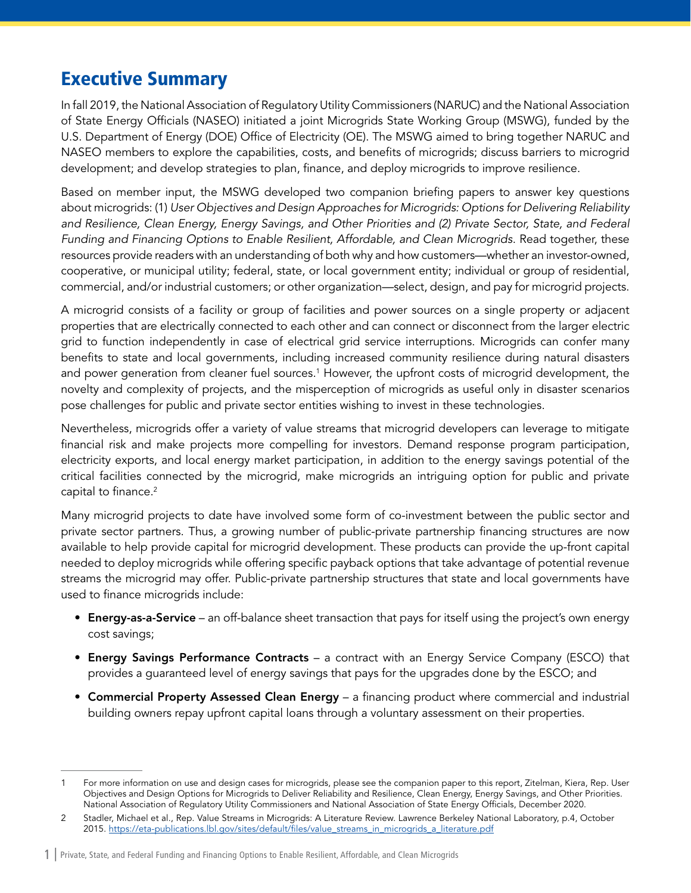# Executive Summary

In fall 2019, the National Association of Regulatory Utility Commissioners (NARUC) and the National Association of State Energy Officials (NASEO) initiated a joint Microgrids State Working Group (MSWG), funded by the U.S. Department of Energy (DOE) Office of Electricity (OE). The MSWG aimed to bring together NARUC and NASEO members to explore the capabilities, costs, and benefits of microgrids; discuss barriers to microgrid development; and develop strategies to plan, finance, and deploy microgrids to improve resilience.

Based on member input, the MSWG developed two companion briefing papers to answer key questions about microgrids: (1) *User Objectives and Design Approaches for Microgrids: Options for Delivering Reliability and Resilience, Clean Energy, Energy Savings, and Other Priorities and (2) Private Sector, State, and Federal Funding and Financing Options to Enable Resilient, Affordable, and Clean Microgrids*. Read together, these resources provide readers with an understanding of both why and how customers—whether an investor-owned, cooperative, or municipal utility; federal, state, or local government entity; individual or group of residential, commercial, and/or industrial customers; or other organization—select, design, and pay for microgrid projects.

A microgrid consists of a facility or group of facilities and power sources on a single property or adjacent properties that are electrically connected to each other and can connect or disconnect from the larger electric grid to function independently in case of electrical grid service interruptions. Microgrids can confer many benefits to state and local governments, including increased community resilience during natural disasters and power generation from cleaner fuel sources.[1] However, the upfront costs of microgrid development, the novelty and complexity of projects, and the misperception of microgrids as useful only in disaster scenarios pose challenges for public and private sector entities wishing to invest in these technologies.

Nevertheless, microgrids offer a variety of value streams that microgrid developers can leverage to mitigate financial risk and make projects more compelling for investors. Demand response program participation, electricity exports, and local energy market participation, in addition to the energy savings potential of the critical facilities connected by the microgrid, make microgrids an intriguing option for public and private capital to finance.[2]

Many microgrid projects to date have involved some form of co-investment between the public sector and private sector partners. Thus, a growing number of public-private partnership financing structures are now available to help provide capital for microgrid development. These products can provide the up-front capital needed to deploy microgrids while offering specific payback options that take advantage of potential revenue streams the microgrid may offer. Public-private partnership structures that state and local governments have used to finance microgrids include:

- **Energy-as-a-Service** – an off-balance sheet transaction that pays for itself using the project's own energy cost savings;
- **Energy Savings Performance Contracts** – a contract with an Energy Service Company (ESCO) that provides a guaranteed level of energy savings that pays for the upgrades done by the ESCO; and
- **Commercial Property Assessed Clean Energy** – a financing product where commercial and industrial building owners repay upfront capital loans through a voluntary assessment on their properties.

---

1 For more information on use and design cases for microgrids, please see the companion paper to this report, Zitelman, Kiera, Rep. User Objectives and Design Options for Microgrids to Deliver Reliability and Resilience, Clean Energy, Energy Savings, and Other Priorities. National Association of Regulatory Utility Commissioners and National Association of State Energy Officials, December 2020.

2 Stadler, Michael et al., Rep. Value Streams in Microgrids: A Literature Review. Lawrence Berkeley National Laboratory, p.4, October 2015. https://eta-publications.lbl.gov/sites/default/files/value_streams_in_microgrids_a_literature.pdf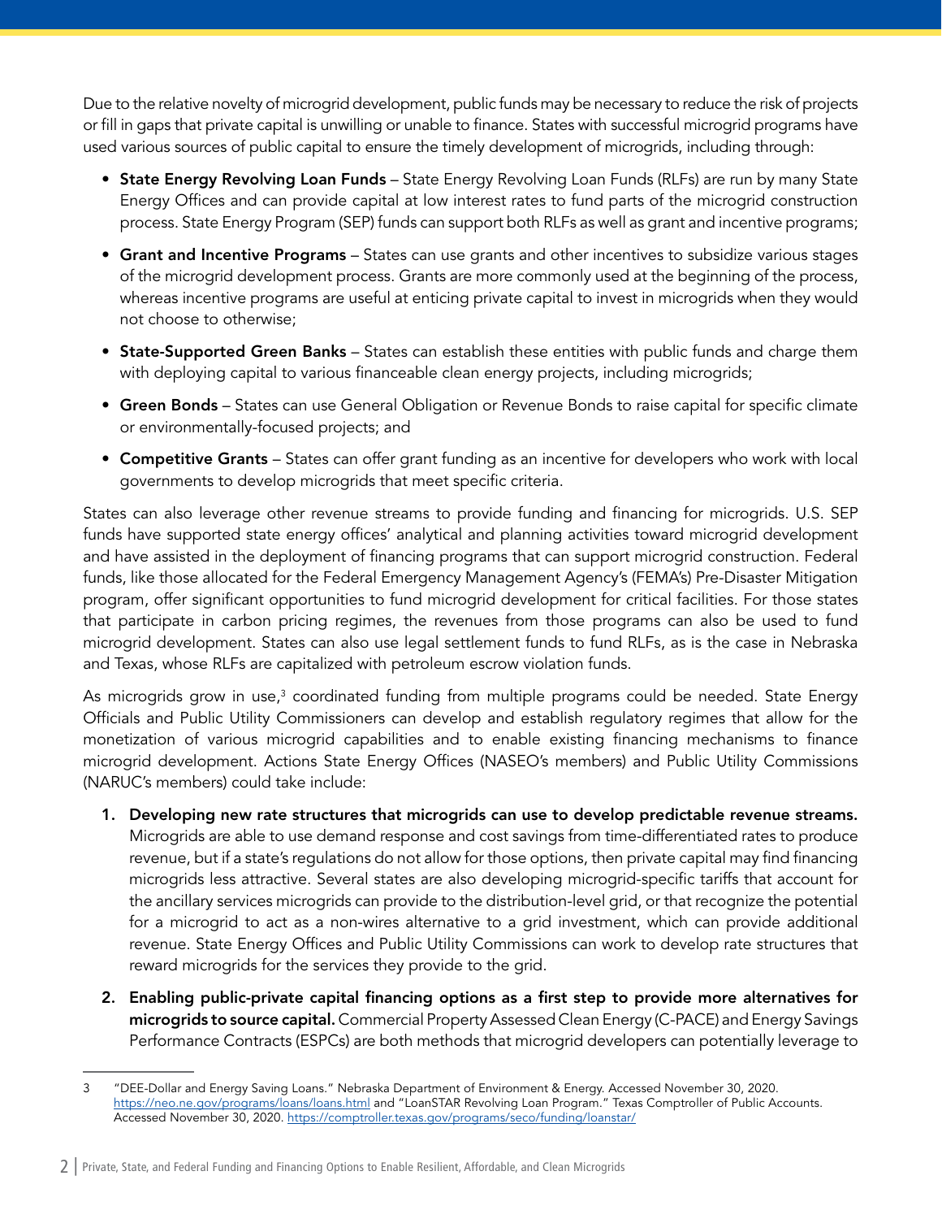Due to the relative novelty of microgrid development, public funds may be necessary to reduce the risk of projects or fill in gaps that private capital is unwilling or unable to finance. States with successful microgrid programs have used various sources of public capital to ensure the timely development of microgrids, including through:

- **State Energy Revolving Loan Funds** – State Energy Revolving Loan Funds (RLFs) are run by many State Energy Offices and can provide capital at low interest rates to fund parts of the microgrid construction process. State Energy Program (SEP) funds can support both RLFs as well as grant and incentive programs;
- **Grant and Incentive Programs** – States can use grants and other incentives to subsidize various stages of the microgrid development process. Grants are more commonly used at the beginning of the process, whereas incentive programs are useful at enticing private capital to invest in microgrids when they would not choose to otherwise;
- **State-Supported Green Banks** – States can establish these entities with public funds and charge them with deploying capital to various financeable clean energy projects, including microgrids;
- **Green Bonds** – States can use General Obligation or Revenue Bonds to raise capital for specific climate or environmentally-focused projects; and
- **Competitive Grants** – States can offer grant funding as an incentive for developers who work with local governments to develop microgrids that meet specific criteria.

States can also leverage other revenue streams to provide funding and financing for microgrids. U.S. SEP funds have supported state energy offices' analytical and planning activities toward microgrid development and have assisted in the deployment of financing programs that can support microgrid construction. Federal funds, like those allocated for the Federal Emergency Management Agency's (FEMA's) Pre-Disaster Mitigation program, offer significant opportunities to fund microgrid development for critical facilities. For those states that participate in carbon pricing regimes, the revenues from those programs can also be used to fund microgrid development. States can also use legal settlement funds to fund RLFs, as is the case in Nebraska and Texas, whose RLFs are capitalized with petroleum escrow violation funds.

As microgrids grow in use,[3] coordinated funding from multiple programs could be needed. State Energy Officials and Public Utility Commissioners can develop and establish regulatory regimes that allow for the monetization of various microgrid capabilities and to enable existing financing mechanisms to finance microgrid development. Actions State Energy Offices (NASEO's members) and Public Utility Commissions (NARUC's members) could take include:

1. **Developing new rate structures that microgrids can use to develop predictable revenue streams.** Microgrids are able to use demand response and cost savings from time-differentiated rates to produce revenue, but if a state's regulations do not allow for those options, then private capital may find financing microgrids less attractive. Several states are also developing microgrid-specific tariffs that account for the ancillary services microgrids can provide to the distribution-level grid, or that recognize the potential for a microgrid to act as a non-wires alternative to a grid investment, which can provide additional revenue. State Energy Offices and Public Utility Commissions can work to develop rate structures that reward microgrids for the services they provide to the grid.
2. **Enabling public-private capital financing options as a first step to provide more alternatives for microgrids to source capital.** Commercial Property Assessed Clean Energy (C-PACE) and Energy Savings Performance Contracts (ESPCs) are both methods that microgrid developers can potentially leverage to

---

3 "DEE-Dollar and Energy Saving Loans." Nebraska Department of Environment & Energy. Accessed November 30, 2020. https://neo.ne.gov/programs/loans/loans.html and "LoanSTAR Revolving Loan Program." Texas Comptroller of Public Accounts. Accessed November 30, 2020. https://comptroller.texas.gov/programs/seco/funding/loanstar/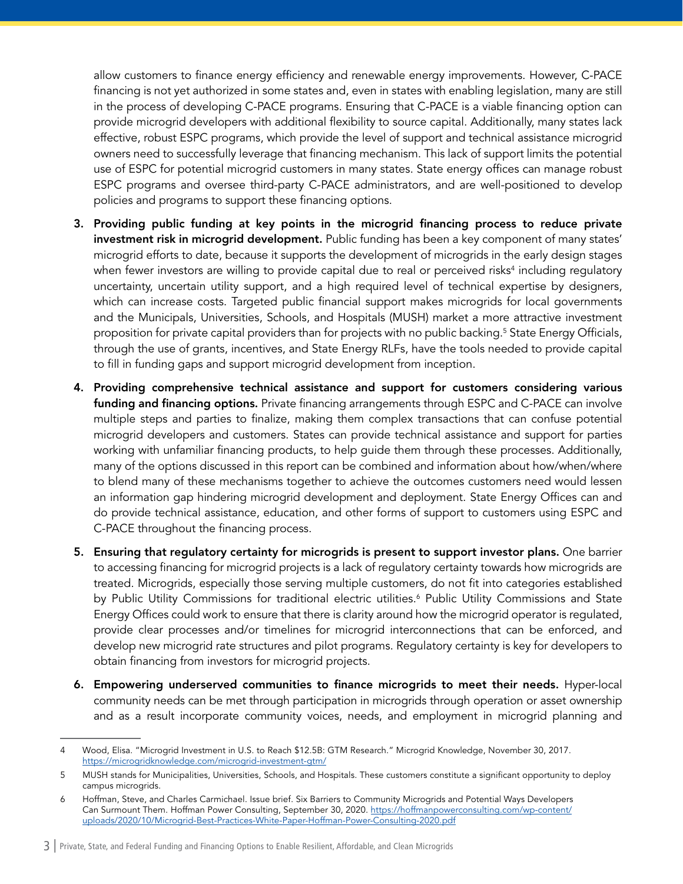allow customers to finance energy efficiency and renewable energy improvements. However, C-PACE financing is not yet authorized in some states and, even in states with enabling legislation, many are still in the process of developing C-PACE programs. Ensuring that C-PACE is a viable financing option can provide microgrid developers with additional flexibility to source capital. Additionally, many states lack effective, robust ESPC programs, which provide the level of support and technical assistance microgrid owners need to successfully leverage that financing mechanism. This lack of support limits the potential use of ESPC for potential microgrid customers in many states. State energy offices can manage robust ESPC programs and oversee third-party C-PACE administrators, and are well-positioned to develop policies and programs to support these financing options.

3. **Providing public funding at key points in the microgrid financing process to reduce private investment risk in microgrid development.** Public funding has been a key component of many states' microgrid efforts to date, because it supports the development of microgrids in the early design stages when fewer investors are willing to provide capital due to real or perceived risks[4] including regulatory uncertainty, uncertain utility support, and a high required level of technical expertise by designers, which can increase costs. Targeted public financial support makes microgrids for local governments and the Municipals, Universities, Schools, and Hospitals (MUSH) market a more attractive investment proposition for private capital providers than for projects with no public backing.[5] State Energy Officials, through the use of grants, incentives, and State Energy RLFs, have the tools needed to provide capital to fill in funding gaps and support microgrid development from inception.

4. **Providing comprehensive technical assistance and support for customers considering various funding and financing options.** Private financing arrangements through ESPC and C-PACE can involve multiple steps and parties to finalize, making them complex transactions that can confuse potential microgrid developers and customers. States can provide technical assistance and support for parties working with unfamiliar financing products, to help guide them through these processes. Additionally, many of the options discussed in this report can be combined and information about how/when/where to blend many of these mechanisms together to achieve the outcomes customers need would lessen an information gap hindering microgrid development and deployment. State Energy Offices can and do provide technical assistance, education, and other forms of support to customers using ESPC and C-PACE throughout the financing process.

5. **Ensuring that regulatory certainty for microgrids is present to support investor plans.** One barrier to accessing financing for microgrid projects is a lack of regulatory certainty towards how microgrids are treated. Microgrids, especially those serving multiple customers, do not fit into categories established by Public Utility Commissions for traditional electric utilities.[6] Public Utility Commissions and State Energy Offices could work to ensure that there is clarity around how the microgrid operator is regulated, provide clear processes and/or timelines for microgrid interconnections that can be enforced, and develop new microgrid rate structures and pilot programs. Regulatory certainty is key for developers to obtain financing from investors for microgrid projects.

6. **Empowering underserved communities to finance microgrids to meet their needs.** Hyper-local community needs can be met through participation in microgrids through operation or asset ownership and as a result incorporate community voices, needs, and employment in microgrid planning and

---

4 Wood, Elisa. "Microgrid Investment in U.S. to Reach $12.5B: GTM Research." Microgrid Knowledge, November 30, 2017. https://microgridknowledge.com/microgrid-investment-gtm/

5 MUSH stands for Municipalities, Universities, Schools, and Hospitals. These customers constitute a significant opportunity to deploy campus microgrids.

6 Hoffman, Steve, and Charles Carmichael. Issue brief. Six Barriers to Community Microgrids and Potential Ways Developers Can Surmount Them. Hoffman Power Consulting, September 30, 2020. https://hoffmanpowerconsulting.com/wp-content/uploads/2020/10/Microgrid-Best-Practices-White-Paper-Hoffman-Power-Consulting-2020.pdf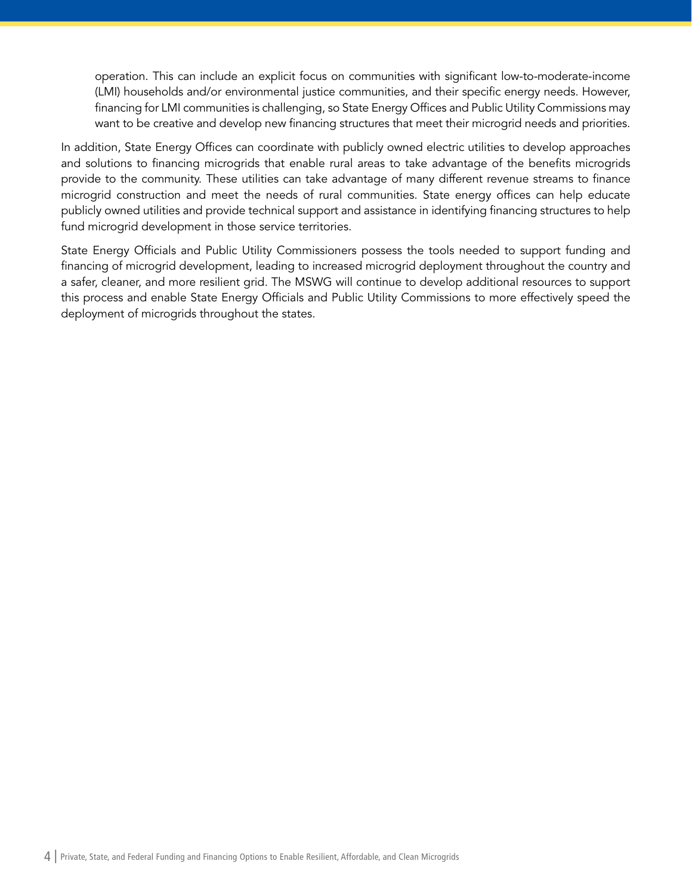operation. This can include an explicit focus on communities with significant low-to-moderate-income (LMI) households and/or environmental justice communities, and their specific energy needs. However, financing for LMI communities is challenging, so State Energy Offices and Public Utility Commissions may want to be creative and develop new financing structures that meet their microgrid needs and priorities.

In addition, State Energy Offices can coordinate with publicly owned electric utilities to develop approaches and solutions to financing microgrids that enable rural areas to take advantage of the benefits microgrids provide to the community. These utilities can take advantage of many different revenue streams to finance microgrid construction and meet the needs of rural communities. State energy offices can help educate publicly owned utilities and provide technical support and assistance in identifying financing structures to help fund microgrid development in those service territories.

State Energy Officials and Public Utility Commissioners possess the tools needed to support funding and financing of microgrid development, leading to increased microgrid deployment throughout the country and a safer, cleaner, and more resilient grid. The MSWG will continue to develop additional resources to support this process and enable State Energy Officials and Public Utility Commissions to more effectively speed the deployment of microgrids throughout the states.